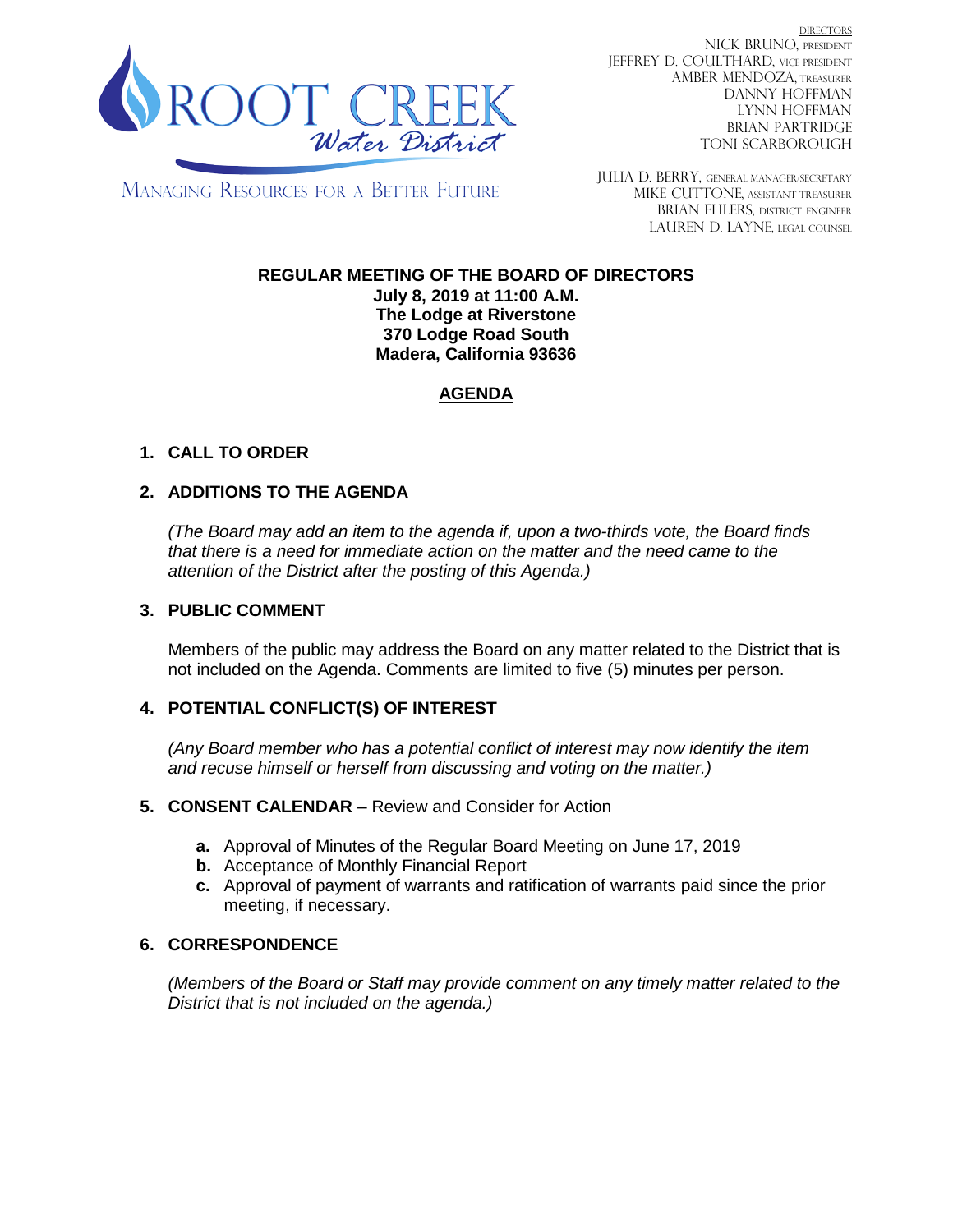ROOT CREEK Water District

MANAGING RESOURCES FOR A BETTER FUTURE

DIRECTORS
NICK BRUNO, PRESIDENT
JEFFREY D. COULTHARD, VICE PRESIDENT
AMBER MENDOZA, TREASURER
DANNY HOFFMAN
LYNN HOFFMAN
BRIAN PARTRIDGE
TONI SCARBOROUGH

JULIA D. BERRY, GENERAL MANAGER/SECRETARY
MIKE CUTTONE, ASSISTANT TREASURER
BRIAN EHLERS, DISTRICT ENGINEER
LAUREN D. LAYNE, LEGAL COUNSEL

**REGULAR MEETING OF THE BOARD OF DIRECTORS**
**July 8, 2019 at 11:00 A.M.**
**The Lodge at Riverstone**
**370 Lodge Road South**
**Madera, California 93636**

# AGENDA

## 1. CALL TO ORDER

## 2. ADDITIONS TO THE AGENDA

*(The Board may add an item to the agenda if, upon a two-thirds vote, the Board finds that there is a need for immediate action on the matter and the need came to the attention of the District after the posting of this Agenda.)*

## 3. PUBLIC COMMENT

Members of the public may address the Board on any matter related to the District that is not included on the Agenda. Comments are limited to five (5) minutes per person.

## 4. POTENTIAL CONFLICT(S) OF INTEREST

*(Any Board member who has a potential conflict of interest may now identify the item and recuse himself or herself from discussing and voting on the matter.)*

## 5. CONSENT CALENDAR – Review and Consider for Action

- **a.** Approval of Minutes of the Regular Board Meeting on June 17, 2019
- **b.** Acceptance of Monthly Financial Report
- **c.** Approval of payment of warrants and ratification of warrants paid since the prior meeting, if necessary.

## 6. CORRESPONDENCE

*(Members of the Board or Staff may provide comment on any timely matter related to the District that is not included on the agenda.)*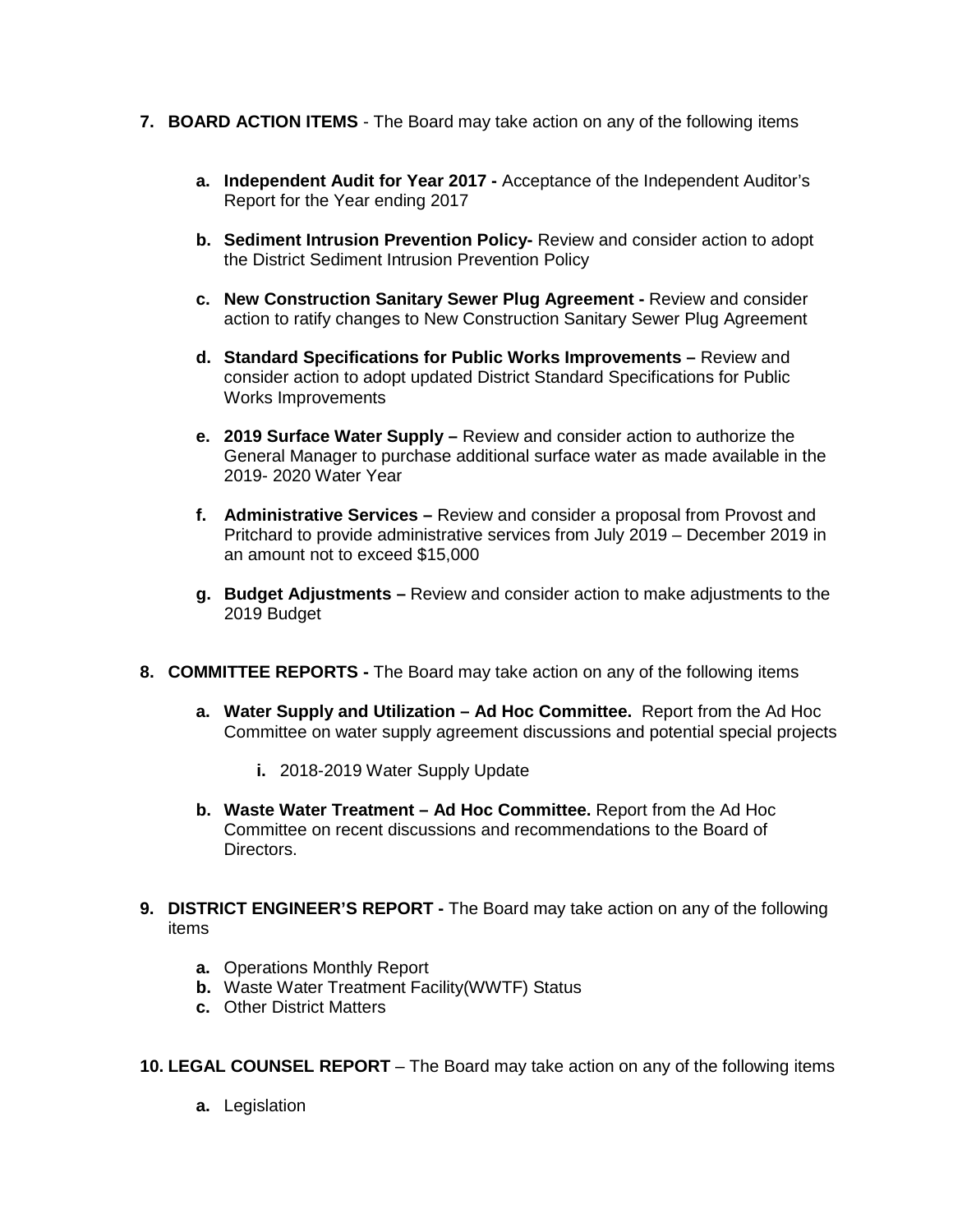7. **BOARD ACTION ITEMS** - The Board may take action on any of the following items

   a. **Independent Audit for Year 2017 -** Acceptance of the Independent Auditor's Report for the Year ending 2017

   b. **Sediment Intrusion Prevention Policy-** Review and consider action to adopt the District Sediment Intrusion Prevention Policy

   c. **New Construction Sanitary Sewer Plug Agreement -** Review and consider action to ratify changes to New Construction Sanitary Sewer Plug Agreement

   d. **Standard Specifications for Public Works Improvements –** Review and consider action to adopt updated District Standard Specifications for Public Works Improvements

   e. **2019 Surface Water Supply –** Review and consider action to authorize the General Manager to purchase additional surface water as made available in the 2019- 2020 Water Year

   f. **Administrative Services –** Review and consider a proposal from Provost and Pritchard to provide administrative services from July 2019 – December 2019 in an amount not to exceed $15,000

   g. **Budget Adjustments –** Review and consider action to make adjustments to the 2019 Budget

8. **COMMITTEE REPORTS -** The Board may take action on any of the following items

   a. **Water Supply and Utilization – Ad Hoc Committee.** Report from the Ad Hoc Committee on water supply agreement discussions and potential special projects

      i. 2018-2019 Water Supply Update

   b. **Waste Water Treatment – Ad Hoc Committee.** Report from the Ad Hoc Committee on recent discussions and recommendations to the Board of Directors.

9. **DISTRICT ENGINEER'S REPORT -** The Board may take action on any of the following items

   a. Operations Monthly Report
   b. Waste Water Treatment Facility(WWTF) Status
   c. Other District Matters

10. **LEGAL COUNSEL REPORT** – The Board may take action on any of the following items

    a. Legislation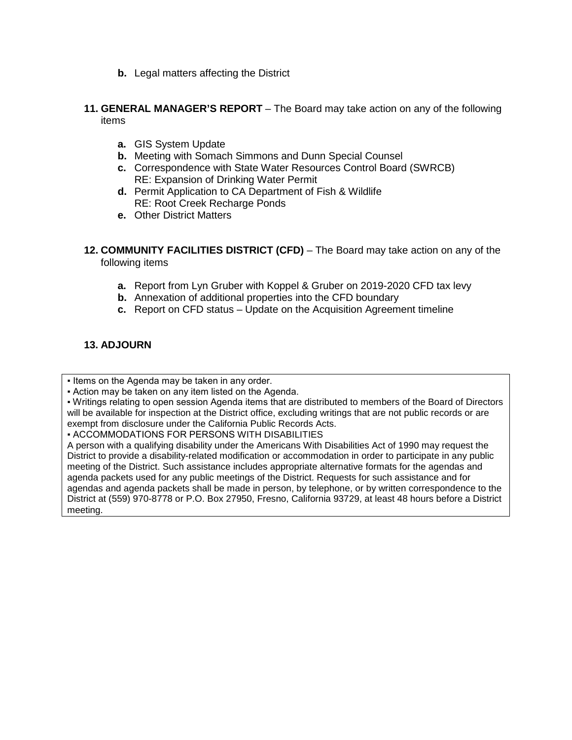**b.** Legal matters affecting the District

**11. GENERAL MANAGER'S REPORT** – The Board may take action on any of the following items

- **a.** GIS System Update
- **b.** Meeting with Somach Simmons and Dunn Special Counsel
- **c.** Correspondence with State Water Resources Control Board (SWRCB) RE: Expansion of Drinking Water Permit
- **d.** Permit Application to CA Department of Fish & Wildlife RE: Root Creek Recharge Ponds
- **e.** Other District Matters

**12. COMMUNITY FACILITIES DISTRICT (CFD)** – The Board may take action on any of the following items

- **a.** Report from Lyn Gruber with Koppel & Gruber on 2019-2020 CFD tax levy
- **b.** Annexation of additional properties into the CFD boundary
- **c.** Report on CFD status – Update on the Acquisition Agreement timeline

**13. ADJOURN**

▪ Items on the Agenda may be taken in any order.
▪ Action may be taken on any item listed on the Agenda.
▪ Writings relating to open session Agenda items that are distributed to members of the Board of Directors will be available for inspection at the District office, excluding writings that are not public records or are exempt from disclosure under the California Public Records Acts.
▪ ACCOMMODATIONS FOR PERSONS WITH DISABILITIES
A person with a qualifying disability under the Americans With Disabilities Act of 1990 may request the District to provide a disability-related modification or accommodation in order to participate in any public meeting of the District. Such assistance includes appropriate alternative formats for the agendas and agenda packets used for any public meetings of the District. Requests for such assistance and for agendas and agenda packets shall be made in person, by telephone, or by written correspondence to the District at (559) 970-8778 or P.O. Box 27950, Fresno, California 93729, at least 48 hours before a District meeting.